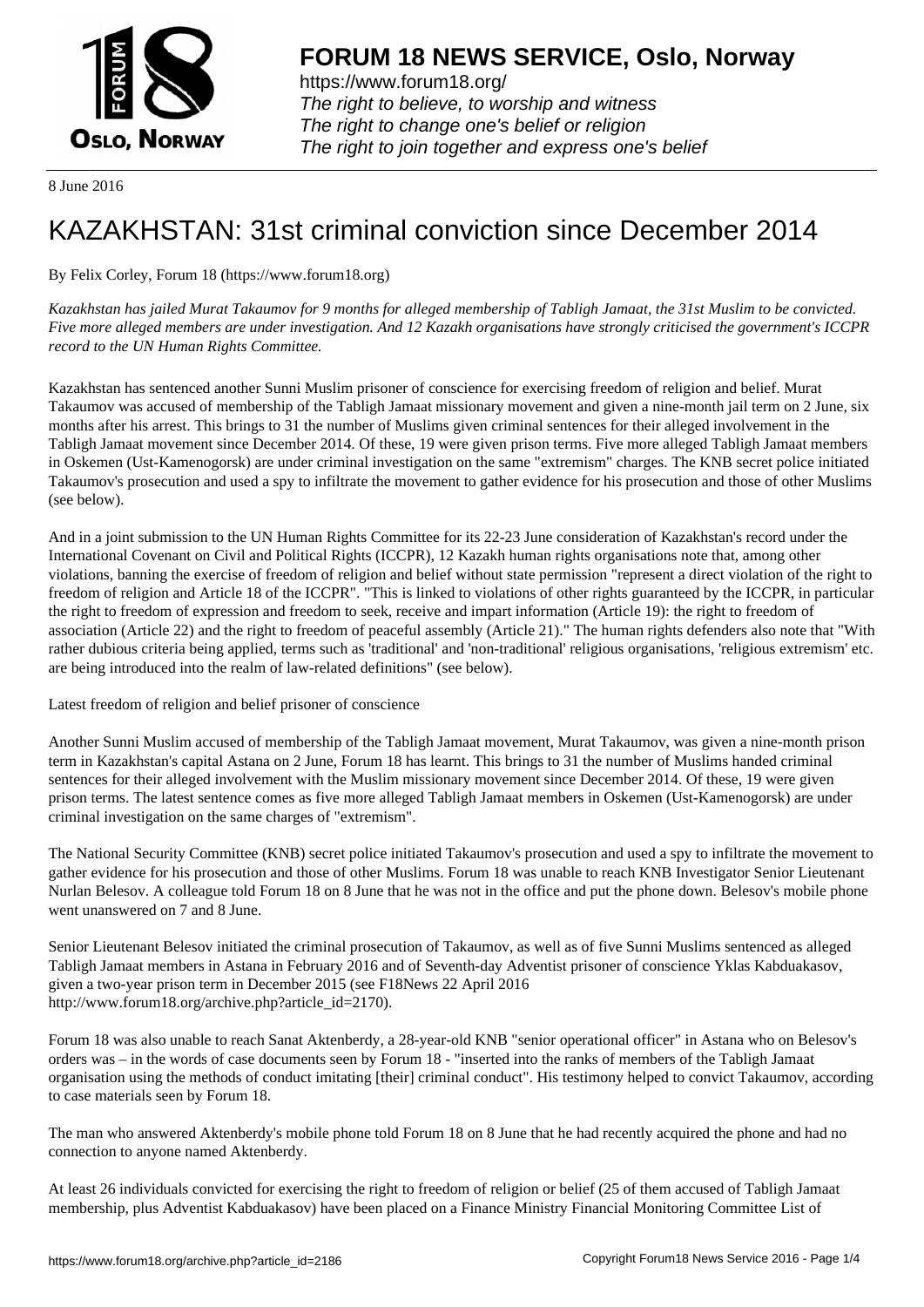# FORUM 18 NEWS SERVICE, Oslo, Norway

https://www.forum18.org/
*The right to believe, to worship and witness*
*The right to change one's belief or religion*
*The right to join together and express one's belief*

8 June 2016

# KAZAKHSTAN: 31st criminal conviction since December 2014

By Felix Corley, Forum 18 (https://www.forum18.org)

*Kazakhstan has jailed Murat Takaumov for 9 months for alleged membership of Tabligh Jamaat, the 31st Muslim to be convicted. Five more alleged members are under investigation. And 12 Kazakh organisations have strongly criticised the government's ICCPR record to the UN Human Rights Committee.*

Kazakhstan has sentenced another Sunni Muslim prisoner of conscience for exercising freedom of religion and belief. Murat Takaumov was accused of membership of the Tabligh Jamaat missionary movement and given a nine-month jail term on 2 June, six months after his arrest. This brings to 31 the number of Muslims given criminal sentences for their alleged involvement in the Tabligh Jamaat movement since December 2014. Of these, 19 were given prison terms. Five more alleged Tabligh Jamaat members in Oskemen (Ust-Kamenogorsk) are under criminal investigation on the same "extremism" charges. The KNB secret police initiated Takaumov's prosecution and used a spy to infiltrate the movement to gather evidence for his prosecution and those of other Muslims (see below).

And in a joint submission to the UN Human Rights Committee for its 22-23 June consideration of Kazakhstan's record under the International Covenant on Civil and Political Rights (ICCPR), 12 Kazakh human rights organisations note that, among other violations, banning the exercise of freedom of religion and belief without state permission "represent a direct violation of the right to freedom of religion and Article 18 of the ICCPR". "This is linked to violations of other rights guaranteed by the ICCPR, in particular the right to freedom of expression and freedom to seek, receive and impart information (Article 19): the right to freedom of association (Article 22) and the right to freedom of peaceful assembly (Article 21)." The human rights defenders also note that "With rather dubious criteria being applied, terms such as 'traditional' and 'non-traditional' religious organisations, 'religious extremism' etc. are being introduced into the realm of law-related definitions" (see below).

## Latest freedom of religion and belief prisoner of conscience

Another Sunni Muslim accused of membership of the Tabligh Jamaat movement, Murat Takaumov, was given a nine-month prison term in Kazakhstan's capital Astana on 2 June, Forum 18 has learnt. This brings to 31 the number of Muslims handed criminal sentences for their alleged involvement with the Muslim missionary movement since December 2014. Of these, 19 were given prison terms. The latest sentence comes as five more alleged Tabligh Jamaat members in Oskemen (Ust-Kamenogorsk) are under criminal investigation on the same charges of "extremism".

The National Security Committee (KNB) secret police initiated Takaumov's prosecution and used a spy to infiltrate the movement to gather evidence for his prosecution and those of other Muslims. Forum 18 was unable to reach KNB Investigator Senior Lieutenant Nurlan Belesov. A colleague told Forum 18 on 8 June that he was not in the office and put the phone down. Belesov's mobile phone went unanswered on 7 and 8 June.

Senior Lieutenant Belesov initiated the criminal prosecution of Takaumov, as well as of five Sunni Muslims sentenced as alleged Tabligh Jamaat members in Astana in February 2016 and of Seventh-day Adventist prisoner of conscience Yklas Kabduakasov, given a two-year prison term in December 2015 (see F18News 22 April 2016 http://www.forum18.org/archive.php?article_id=2170).

Forum 18 was also unable to reach Sanat Aktenberdy, a 28-year-old KNB "senior operational officer" in Astana who on Belesov's orders was – in the words of case documents seen by Forum 18 - "inserted into the ranks of members of the Tabligh Jamaat organisation using the methods of conduct imitating [their] criminal conduct". His testimony helped to convict Takaumov, according to case materials seen by Forum 18.

The man who answered Aktenberdy's mobile phone told Forum 18 on 8 June that he had recently acquired the phone and had no connection to anyone named Aktenberdy.

At least 26 individuals convicted for exercising the right to freedom of religion or belief (25 of them accused of Tabligh Jamaat membership, plus Adventist Kabduakasov) have been placed on a Finance Ministry Financial Monitoring Committee List of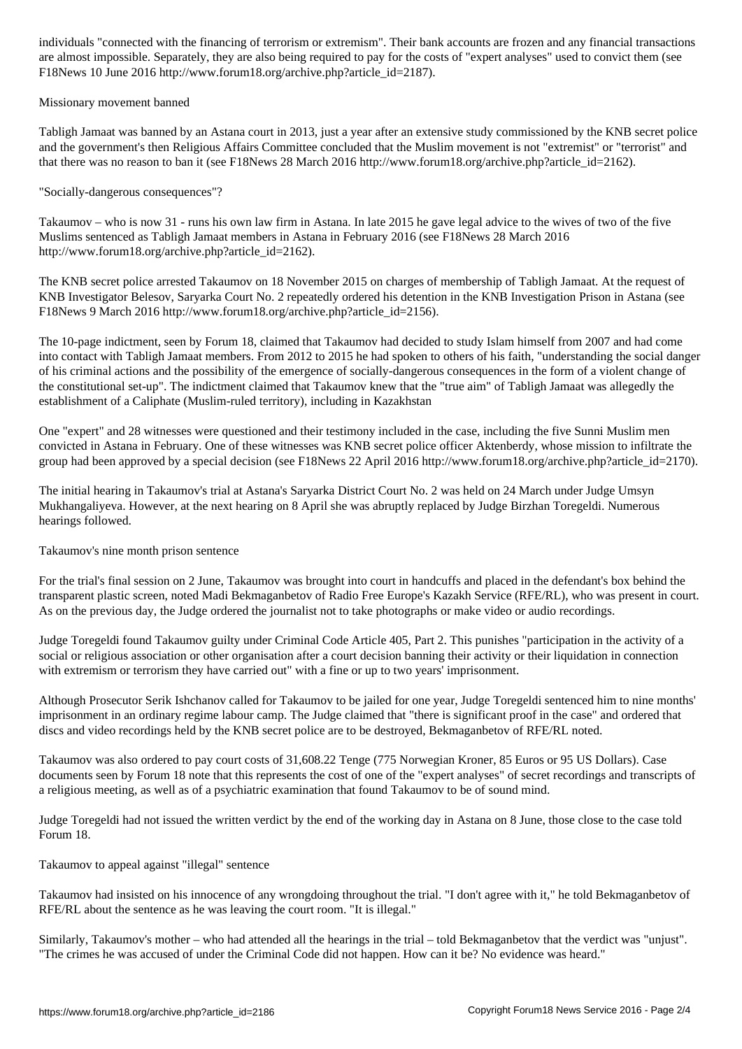individuals "connected with the financing of terrorism or extremism". Their bank accounts are frozen and any financial transactions are almost impossible. Separately, they are also being required to pay for the costs of "expert analyses" used to convict them (see F18News 10 June 2016 http://www.forum18.org/archive.php?article_id=2187).

## Missionary movement banned

Tabligh Jamaat was banned by an Astana court in 2013, just a year after an extensive study commissioned by the KNB secret police and the government's then Religious Affairs Committee concluded that the Muslim movement is not "extremist" or "terrorist" and that there was no reason to ban it (see F18News 28 March 2016 http://www.forum18.org/archive.php?article_id=2162).

## "Socially-dangerous consequences"?

Takaumov – who is now 31 - runs his own law firm in Astana. In late 2015 he gave legal advice to the wives of two of the five Muslims sentenced as Tabligh Jamaat members in Astana in February 2016 (see F18News 28 March 2016 http://www.forum18.org/archive.php?article_id=2162).

The KNB secret police arrested Takaumov on 18 November 2015 on charges of membership of Tabligh Jamaat. At the request of KNB Investigator Belesov, Saryarka Court No. 2 repeatedly ordered his detention in the KNB Investigation Prison in Astana (see F18News 9 March 2016 http://www.forum18.org/archive.php?article_id=2156).

The 10-page indictment, seen by Forum 18, claimed that Takaumov had decided to study Islam himself from 2007 and had come into contact with Tabligh Jamaat members. From 2012 to 2015 he had spoken to others of his faith, "understanding the social danger of his criminal actions and the possibility of the emergence of socially-dangerous consequences in the form of a violent change of the constitutional set-up". The indictment claimed that Takaumov knew that the "true aim" of Tabligh Jamaat was allegedly the establishment of a Caliphate (Muslim-ruled territory), including in Kazakhstan

One "expert" and 28 witnesses were questioned and their testimony included in the case, including the five Sunni Muslim men convicted in Astana in February. One of these witnesses was KNB secret police officer Aktenberdy, whose mission to infiltrate the group had been approved by a special decision (see F18News 22 April 2016 http://www.forum18.org/archive.php?article_id=2170).

The initial hearing in Takaumov's trial at Astana's Saryarka District Court No. 2 was held on 24 March under Judge Umsyn Mukhangaliyeva. However, at the next hearing on 8 April she was abruptly replaced by Judge Birzhan Toregeldi. Numerous hearings followed.

## Takaumov's nine month prison sentence

For the trial's final session on 2 June, Takaumov was brought into court in handcuffs and placed in the defendant's box behind the transparent plastic screen, noted Madi Bekmaganbetov of Radio Free Europe's Kazakh Service (RFE/RL), who was present in court. As on the previous day, the Judge ordered the journalist not to take photographs or make video or audio recordings.

Judge Toregeldi found Takaumov guilty under Criminal Code Article 405, Part 2. This punishes "participation in the activity of a social or religious association or other organisation after a court decision banning their activity or their liquidation in connection with extremism or terrorism they have carried out" with a fine or up to two years' imprisonment.

Although Prosecutor Serik Ishchanov called for Takaumov to be jailed for one year, Judge Toregeldi sentenced him to nine months' imprisonment in an ordinary regime labour camp. The Judge claimed that "there is significant proof in the case" and ordered that discs and video recordings held by the KNB secret police are to be destroyed, Bekmaganbetov of RFE/RL noted.

Takaumov was also ordered to pay court costs of 31,608.22 Tenge (775 Norwegian Kroner, 85 Euros or 95 US Dollars). Case documents seen by Forum 18 note that this represents the cost of one of the "expert analyses" of secret recordings and transcripts of a religious meeting, as well as of a psychiatric examination that found Takaumov to be of sound mind.

Judge Toregeldi had not issued the written verdict by the end of the working day in Astana on 8 June, those close to the case told Forum 18.

## Takaumov to appeal against "illegal" sentence

Takaumov had insisted on his innocence of any wrongdoing throughout the trial. "I don't agree with it," he told Bekmaganbetov of RFE/RL about the sentence as he was leaving the court room. "It is illegal."

Similarly, Takaumov's mother – who had attended all the hearings in the trial – told Bekmaganbetov that the verdict was "unjust". "The crimes he was accused of under the Criminal Code did not happen. How can it be? No evidence was heard."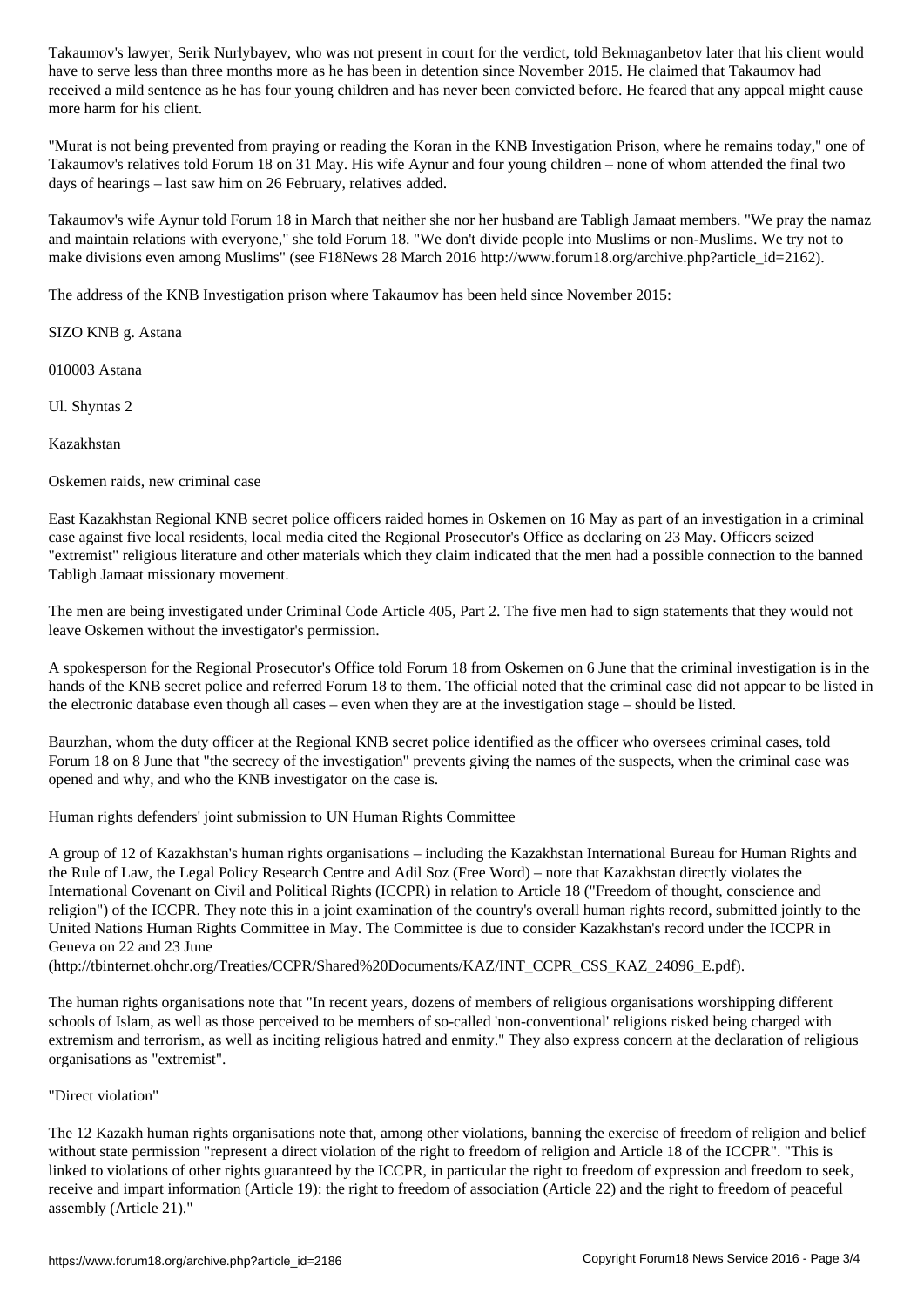Takaumov's lawyer, Serik Nurlybayev, who was not present in court for the verdict, told Bekmaganbetov later that his client would have to serve less than three months more as he has been in detention since November 2015. He claimed that Takaumov had received a mild sentence as he has four young children and has never been convicted before. He feared that any appeal might cause more harm for his client.

"Murat is not being prevented from praying or reading the Koran in the KNB Investigation Prison, where he remains today," one of Takaumov's relatives told Forum 18 on 31 May. His wife Aynur and four young children – none of whom attended the final two days of hearings – last saw him on 26 February, relatives added.

Takaumov's wife Aynur told Forum 18 in March that neither she nor her husband are Tabligh Jamaat members. "We pray the namaz and maintain relations with everyone," she told Forum 18. "We don't divide people into Muslims or non-Muslims. We try not to make divisions even among Muslims" (see F18News 28 March 2016 http://www.forum18.org/archive.php?article_id=2162).

The address of the KNB Investigation prison where Takaumov has been held since November 2015:

SIZO KNB g. Astana

010003 Astana

Ul. Shyntas 2

Kazakhstan

## Oskemen raids, new criminal case

East Kazakhstan Regional KNB secret police officers raided homes in Oskemen on 16 May as part of an investigation in a criminal case against five local residents, local media cited the Regional Prosecutor's Office as declaring on 23 May. Officers seized "extremist" religious literature and other materials which they claim indicated that the men had a possible connection to the banned Tabligh Jamaat missionary movement.

The men are being investigated under Criminal Code Article 405, Part 2. The five men had to sign statements that they would not leave Oskemen without the investigator's permission.

A spokesperson for the Regional Prosecutor's Office told Forum 18 from Oskemen on 6 June that the criminal investigation is in the hands of the KNB secret police and referred Forum 18 to them. The official noted that the criminal case did not appear to be listed in the electronic database even though all cases – even when they are at the investigation stage – should be listed.

Baurzhan, whom the duty officer at the Regional KNB secret police identified as the officer who oversees criminal cases, told Forum 18 on 8 June that "the secrecy of the investigation" prevents giving the names of the suspects, when the criminal case was opened and why, and who the KNB investigator on the case is.

## Human rights defenders' joint submission to UN Human Rights Committee

A group of 12 of Kazakhstan's human rights organisations – including the Kazakhstan International Bureau for Human Rights and the Rule of Law, the Legal Policy Research Centre and Adil Soz (Free Word) – note that Kazakhstan directly violates the International Covenant on Civil and Political Rights (ICCPR) in relation to Article 18 ("Freedom of thought, conscience and religion") of the ICCPR. They note this in a joint examination of the country's overall human rights record, submitted jointly to the United Nations Human Rights Committee in May. The Committee is due to consider Kazakhstan's record under the ICCPR in Geneva on 22 and 23 June (http://tbinternet.ohchr.org/Treaties/CCPR/Shared%20Documents/KAZ/INT_CCPR_CSS_KAZ_24096_E.pdf).

The human rights organisations note that "In recent years, dozens of members of religious organisations worshipping different schools of Islam, as well as those perceived to be members of so-called 'non-conventional' religions risked being charged with extremism and terrorism, as well as inciting religious hatred and enmity." They also express concern at the declaration of religious organisations as "extremist".

## "Direct violation"

The 12 Kazakh human rights organisations note that, among other violations, banning the exercise of freedom of religion and belief without state permission "represent a direct violation of the right to freedom of religion and Article 18 of the ICCPR". "This is linked to violations of other rights guaranteed by the ICCPR, in particular the right to freedom of expression and freedom to seek, receive and impart information (Article 19): the right to freedom of association (Article 22) and the right to freedom of peaceful assembly (Article 21)."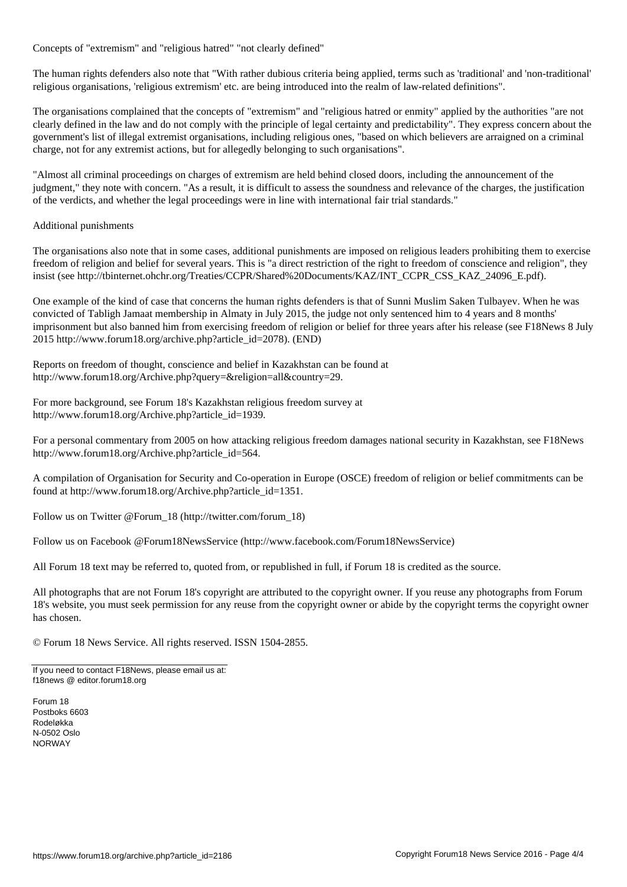Concepts of "extremism" and "religious hatred" "not clearly defined"

The human rights defenders also note that "With rather dubious criteria being applied, terms such as 'traditional' and 'non-traditional' religious organisations, 'religious extremism' etc. are being introduced into the realm of law-related definitions".

The organisations complained that the concepts of "extremism" and "religious hatred or enmity" applied by the authorities "are not clearly defined in the law and do not comply with the principle of legal certainty and predictability". They express concern about the government's list of illegal extremist organisations, including religious ones, "based on which believers are arraigned on a criminal charge, not for any extremist actions, but for allegedly belonging to such organisations".

"Almost all criminal proceedings on charges of extremism are held behind closed doors, including the announcement of the judgment," they note with concern. "As a result, it is difficult to assess the soundness and relevance of the charges, the justification of the verdicts, and whether the legal proceedings were in line with international fair trial standards."

Additional punishments

The organisations also note that in some cases, additional punishments are imposed on religious leaders prohibiting them to exercise freedom of religion and belief for several years. This is "a direct restriction of the right to freedom of conscience and religion", they insist (see http://tbinternet.ohchr.org/Treaties/CCPR/Shared%20Documents/KAZ/INT_CCPR_CSS_KAZ_24096_E.pdf).

One example of the kind of case that concerns the human rights defenders is that of Sunni Muslim Saken Tulbayev. When he was convicted of Tabligh Jamaat membership in Almaty in July 2015, the judge not only sentenced him to 4 years and 8 months' imprisonment but also banned him from exercising freedom of religion or belief for three years after his release (see F18News 8 July 2015 http://www.forum18.org/archive.php?article_id=2078). (END)

Reports on freedom of thought, conscience and belief in Kazakhstan can be found at http://www.forum18.org/Archive.php?query=&religion=all&country=29.

For more background, see Forum 18's Kazakhstan religious freedom survey at http://www.forum18.org/Archive.php?article_id=1939.

For a personal commentary from 2005 on how attacking religious freedom damages national security in Kazakhstan, see F18News http://www.forum18.org/Archive.php?article_id=564.

A compilation of Organisation for Security and Co-operation in Europe (OSCE) freedom of religion or belief commitments can be found at http://www.forum18.org/Archive.php?article_id=1351.

Follow us on Twitter @Forum_18 (http://twitter.com/forum_18)

Follow us on Facebook @Forum18NewsService (http://www.facebook.com/Forum18NewsService)

All Forum 18 text may be referred to, quoted from, or republished in full, if Forum 18 is credited as the source.

All photographs that are not Forum 18's copyright are attributed to the copyright owner. If you reuse any photographs from Forum 18's website, you must seek permission for any reuse from the copyright owner or abide by the copyright terms the copyright owner has chosen.

© Forum 18 News Service. All rights reserved. ISSN 1504-2855.

---

If you need to contact F18News, please email us at:
f18news @ editor.forum18.org

Forum 18
Postboks 6603
Rodeløkka
N-0502 Oslo
NORWAY